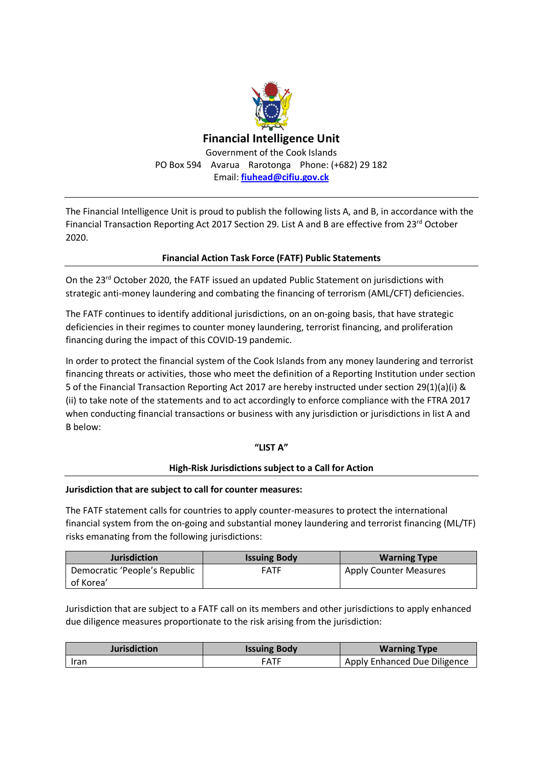# Financial Intelligence Unit

Government of the Cook Islands
PO Box 594 Avarua Rarotonga Phone: (+682) 29 182
Email: **fiuhead@cifiu.gov.ck**

---

The Financial Intelligence Unit is proud to publish the following lists A, and B, in accordance with the Financial Transaction Reporting Act 2017 Section 29. List A and B are effective from 23rd October 2020.

## Financial Action Task Force (FATF) Public Statements

On the 23rd October 2020, the FATF issued an updated Public Statement on jurisdictions with strategic anti-money laundering and combating the financing of terrorism (AML/CFT) deficiencies.

The FATF continues to identify additional jurisdictions, on an on-going basis, that have strategic deficiencies in their regimes to counter money laundering, terrorist financing, and proliferation financing during the impact of this COVID-19 pandemic.

In order to protect the financial system of the Cook Islands from any money laundering and terrorist financing threats or activities, those who meet the definition of a Reporting Institution under section 5 of the Financial Transaction Reporting Act 2017 are hereby instructed under section 29(1)(a)(i) & (ii) to take note of the statements and to act accordingly to enforce compliance with the FTRA 2017 when conducting financial transactions or business with any jurisdiction or jurisdictions in list A and B below:

## "LIST A"

### High-Risk Jurisdictions subject to a Call for Action

**Jurisdiction that are subject to call for counter measures:**

The FATF statement calls for countries to apply counter-measures to protect the international financial system from the on-going and substantial money laundering and terrorist financing (ML/TF) risks emanating from the following jurisdictions:

| Jurisdiction | Issuing Body | Warning Type |
|---|---|---|
| Democratic 'People's Republic of Korea' | FATF | Apply Counter Measures |

Jurisdiction that are subject to a FATF call on its members and other jurisdictions to apply enhanced due diligence measures proportionate to the risk arising from the jurisdiction:

| Jurisdiction | Issuing Body | Warning Type |
|---|---|---|
| Iran | FATF | Apply Enhanced Due Diligence |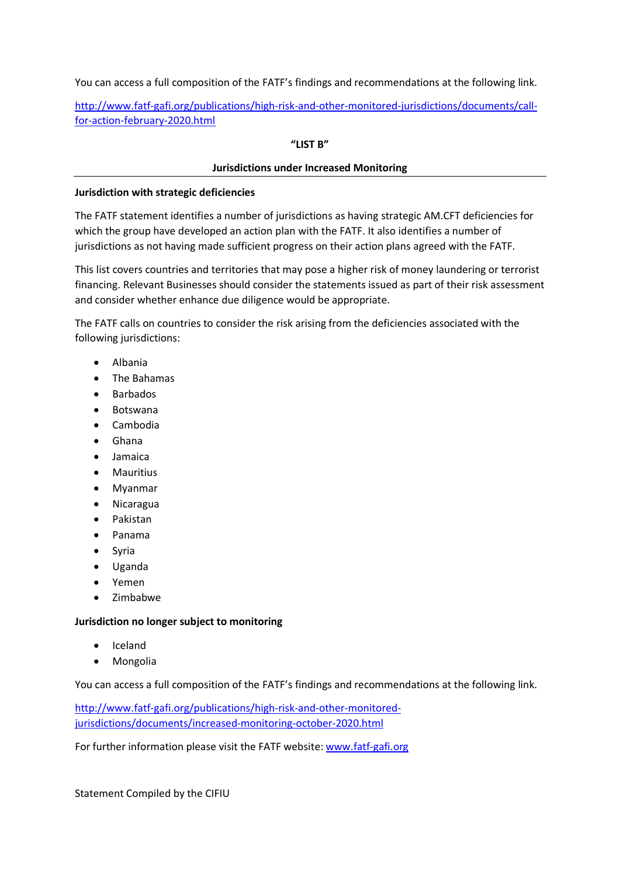You can access a full composition of the FATF's findings and recommendations at the following link.

http://www.fatf-gafi.org/publications/high-risk-and-other-monitored-jurisdictions/documents/call-for-action-february-2020.html

**"LIST B"**

**Jurisdictions under Increased Monitoring**

---

**Jurisdiction with strategic deficiencies**

The FATF statement identifies a number of jurisdictions as having strategic AM.CFT deficiencies for which the group have developed an action plan with the FATF. It also identifies a number of jurisdictions as not having made sufficient progress on their action plans agreed with the FATF.

This list covers countries and territories that may pose a higher risk of money laundering or terrorist financing. Relevant Businesses should consider the statements issued as part of their risk assessment and consider whether enhance due diligence would be appropriate.

The FATF calls on countries to consider the risk arising from the deficiencies associated with the following jurisdictions:

- Albania
- The Bahamas
- Barbados
- Botswana
- Cambodia
- Ghana
- Jamaica
- Mauritius
- Myanmar
- Nicaragua
- Pakistan
- Panama
- Syria
- Uganda
- Yemen
- Zimbabwe

**Jurisdiction no longer subject to monitoring**

- Iceland
- Mongolia

You can access a full composition of the FATF's findings and recommendations at the following link.

http://www.fatf-gafi.org/publications/high-risk-and-other-monitored-jurisdictions/documents/increased-monitoring-october-2020.html

For further information please visit the FATF website: www.fatf-gafi.org

Statement Compiled by the CIFIU